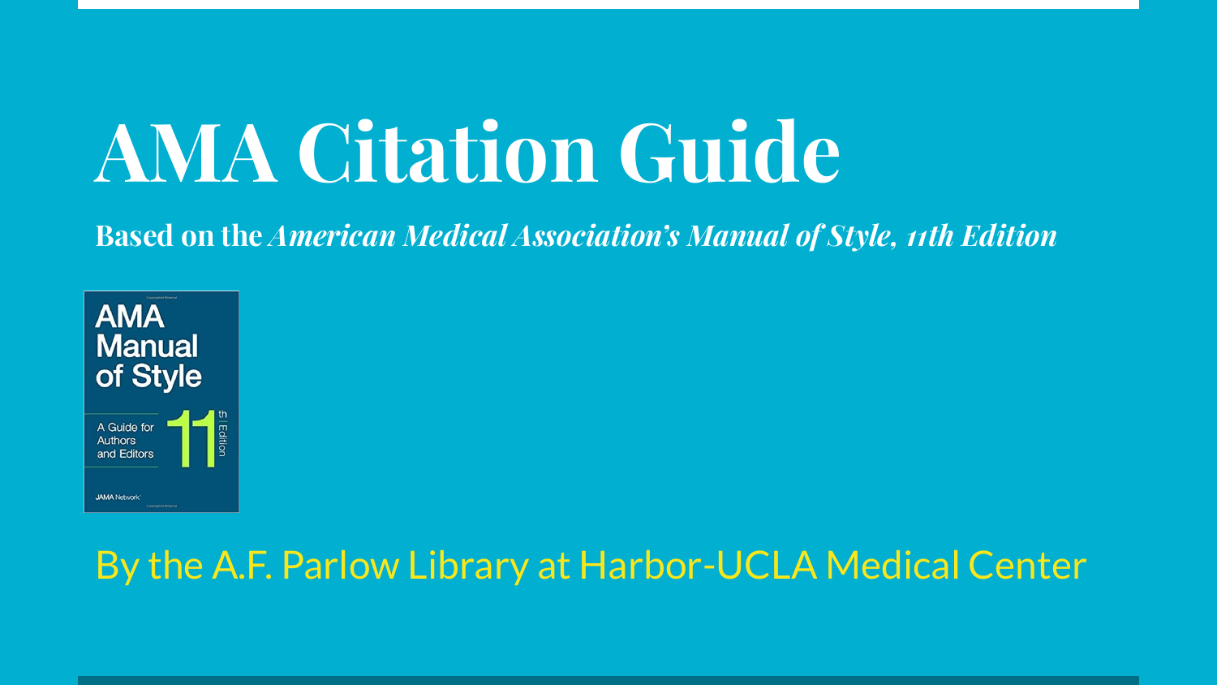# AMA Citation Guide

**Based on the** ***American Medical Association's Manual of Style, 11th Edition***

By the A.F. Parlow Library at Harbor-UCLA Medical Center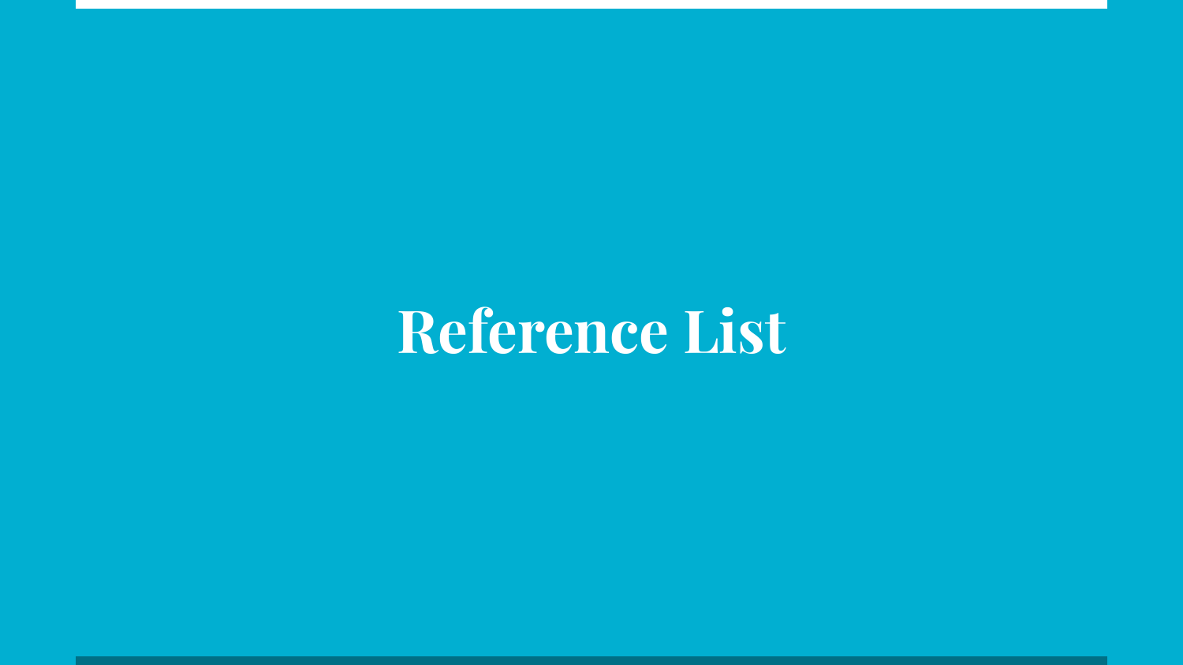# Reference List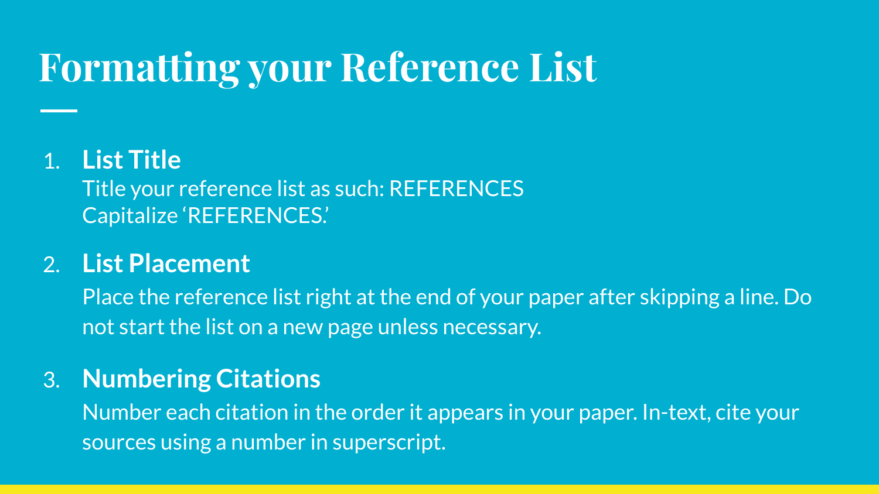# Formatting your Reference List

1. **List Title**

   Title your reference list as such: REFERENCES
   Capitalize 'REFERENCES.'

2. **List Placement**

   Place the reference list right at the end of your paper after skipping a line. Do not start the list on a new page unless necessary.

3. **Numbering Citations**

   Number each citation in the order it appears in your paper. In-text, cite your sources using a number in superscript.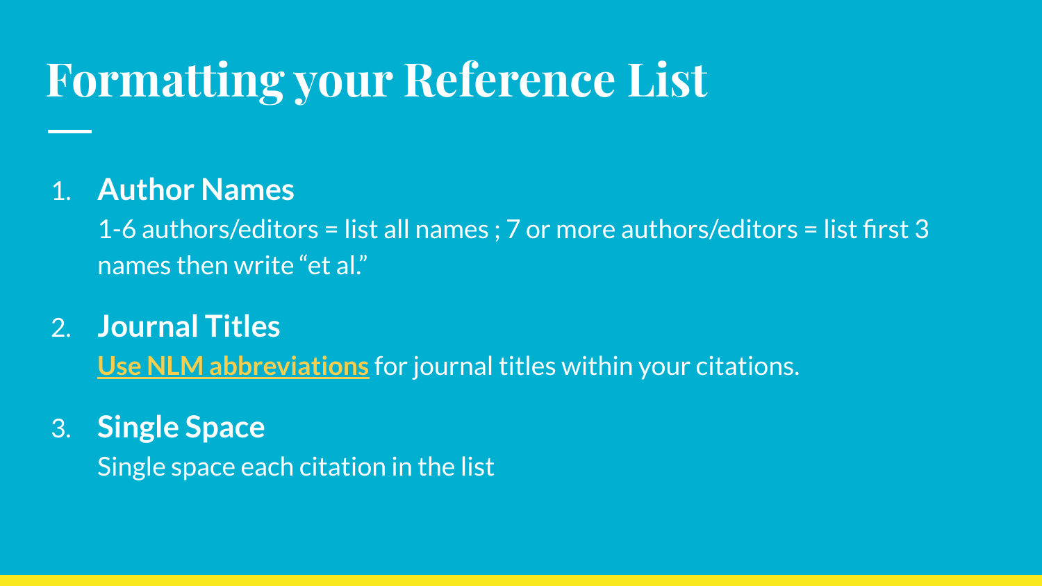# Formatting your Reference List

1. **Author Names**

   1-6 authors/editors = list all names ; 7 or more authors/editors = list first 3 names then write “et al.”

2. **Journal Titles**

   **Use NLM abbreviations** for journal titles within your citations.

3. **Single Space**

   Single space each citation in the list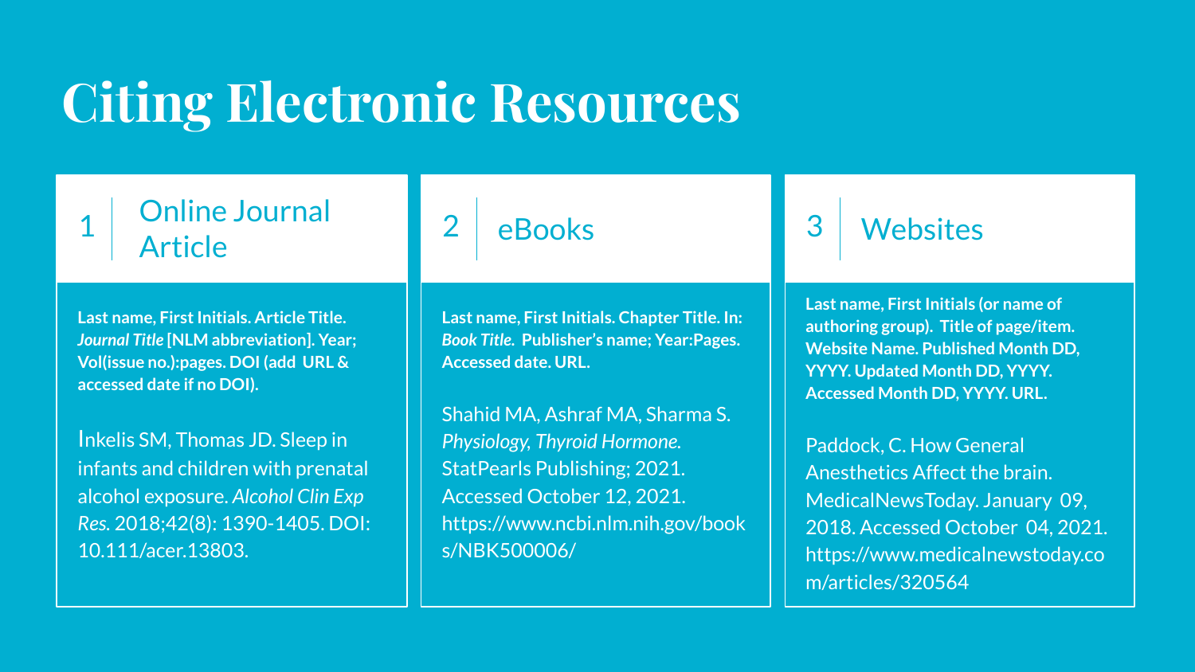# Citing Electronic Resources

## 1 Online Journal Article

**Last name, First Initials. Article Title. *Journal Title* [NLM abbreviation]. Year; Vol(issue no.):pages. DOI (add URL & accessed date if no DOI).**

Inkelis SM, Thomas JD. Sleep in infants and children with prenatal alcohol exposure. *Alcohol Clin Exp Res.* 2018;42(8): 1390-1405. DOI: 10.111/acer.13803.

## 2 eBooks

**Last name, First Initials. Chapter Title. In: *Book Title.* Publisher's name; Year:Pages. Accessed date. URL.**

Shahid MA, Ashraf MA, Sharma S. *Physiology, Thyroid Hormone.* StatPearls Publishing; 2021. Accessed October 12, 2021. https://www.ncbi.nlm.nih.gov/books/NBK500006/

## 3 Websites

**Last name, First Initials (or name of authoring group). Title of page/item. Website Name. Published Month DD, YYYY. Updated Month DD, YYYY. Accessed Month DD, YYYY. URL.**

Paddock, C. How General Anesthetics Affect the brain. MedicalNewsToday. January 09, 2018. Accessed October 04, 2021. https://www.medicalnewstoday.com/articles/320564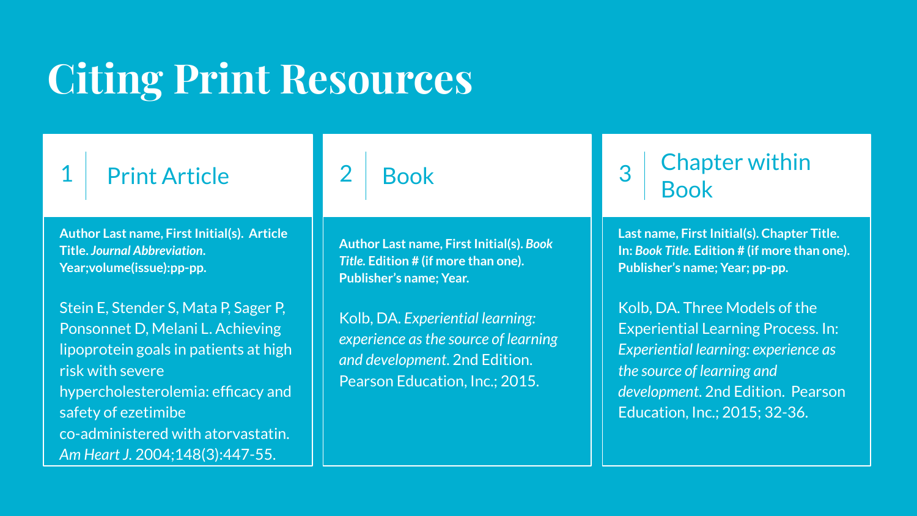# Citing Print Resources

## 1 Print Article

**Author Last name, First Initial(s). Article Title. *Journal Abbreviation*. Year;volume(issue):pp-pp.**

Stein E, Stender S, Mata P, Sager P, Ponsonnet D, Melani L. Achieving lipoprotein goals in patients at high risk with severe hypercholesterolemia: efficacy and safety of ezetimibe co-administered with atorvastatin. *Am Heart J*. 2004;148(3):447-55.

## 2 Book

**Author Last name, First Initial(s). *Book Title.* Edition # (if more than one). Publisher's name; Year.**

Kolb, DA. *Experiential learning: experience as the source of learning and development*. 2nd Edition. Pearson Education, Inc.; 2015.

## 3 Chapter within Book

**Last name, First Initial(s). Chapter Title. In: *Book Title.* Edition # (if more than one). Publisher's name; Year; pp-pp.**

Kolb, DA. Three Models of the Experiential Learning Process. In: *Experiential learning: experience as the source of learning and development*. 2nd Edition. Pearson Education, Inc.; 2015; 32-36.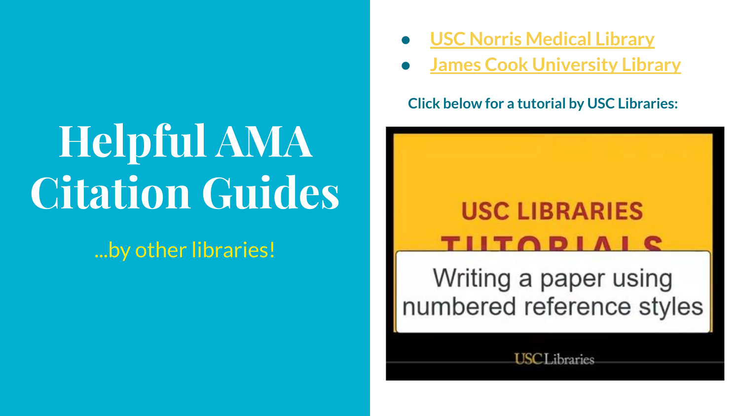# Helpful AMA Citation Guides

...by other libraries!

- USC Norris Medical Library
- James Cook University Library

**Click below for a tutorial by USC Libraries:**

USC LIBRARIES TUTORIALS

Writing a paper using numbered reference styles

USC Libraries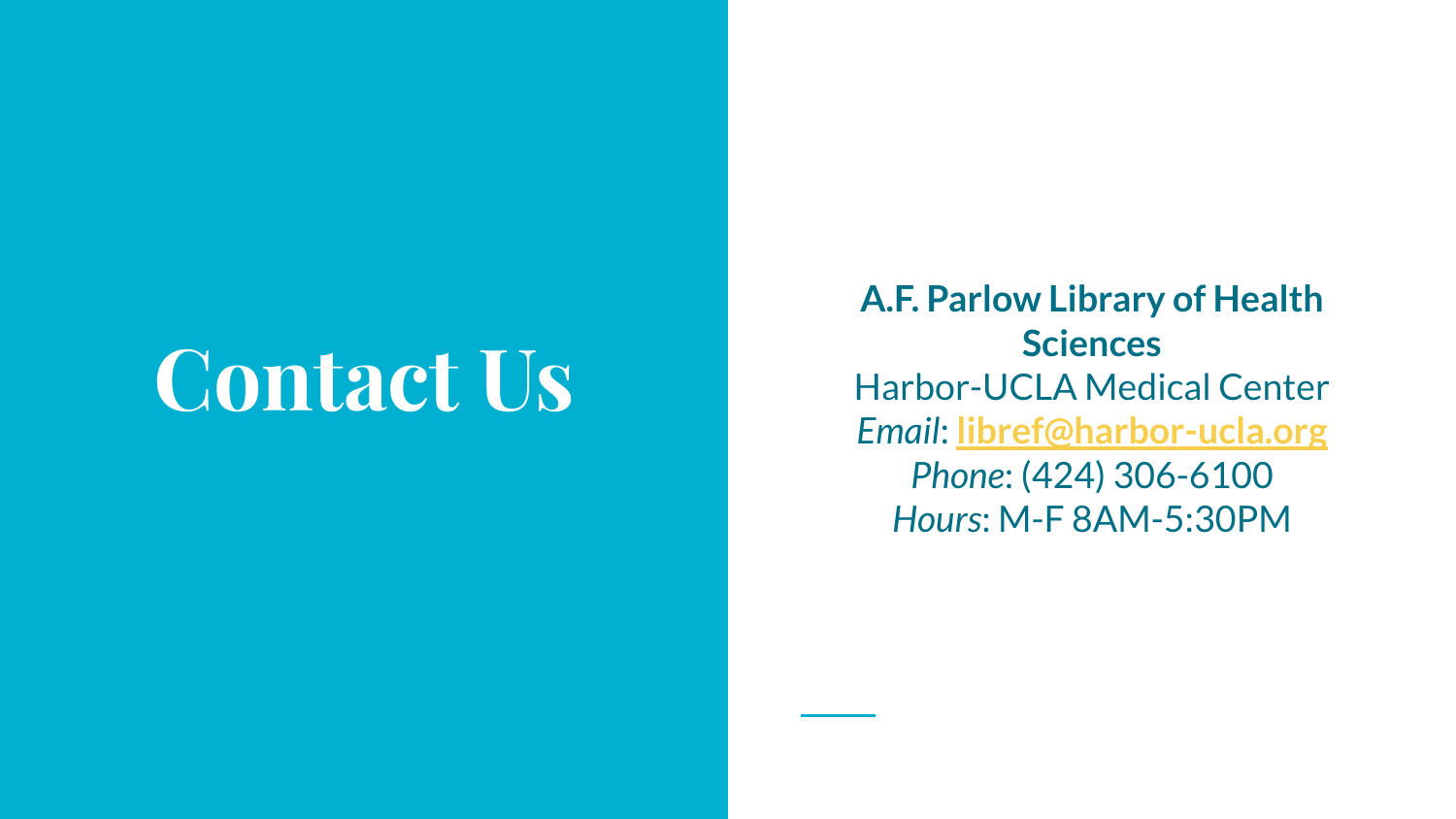# Contact Us

**A.F. Parlow Library of Health Sciences**
Harbor-UCLA Medical Center
*Email*: **libref@harbor-ucla.org**
*Phone*: (424) 306-6100
*Hours*: M-F 8AM-5:30PM